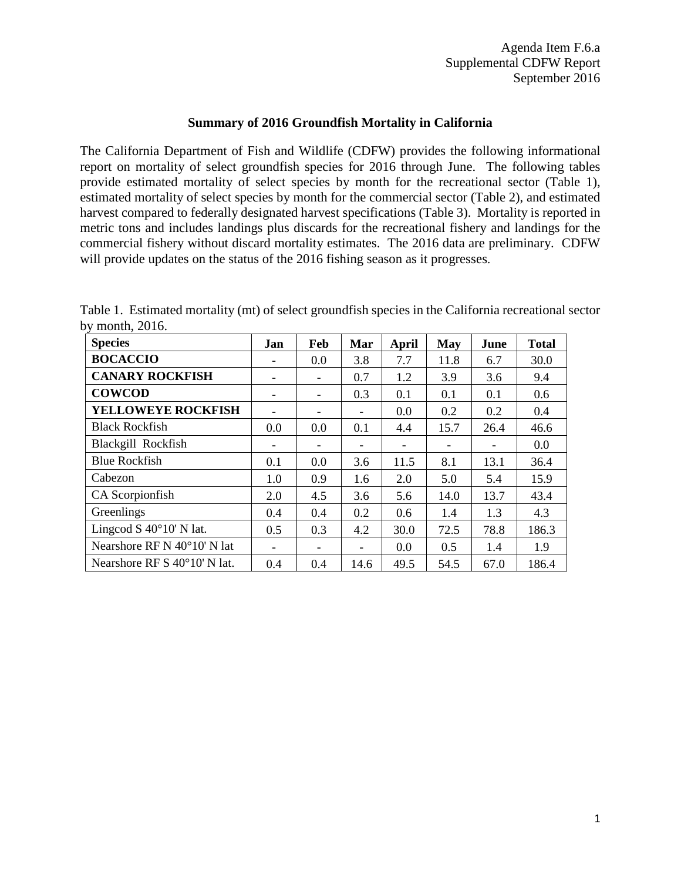Agenda Item F.6.a
Supplemental CDFW Report
September 2016

## Summary of 2016 Groundfish Mortality in California

The California Department of Fish and Wildlife (CDFW) provides the following informational report on mortality of select groundfish species for 2016 through June. The following tables provide estimated mortality of select species by month for the recreational sector (Table 1), estimated mortality of select species by month for the commercial sector (Table 2), and estimated harvest compared to federally designated harvest specifications (Table 3). Mortality is reported in metric tons and includes landings plus discards for the recreational fishery and landings for the commercial fishery without discard mortality estimates. The 2016 data are preliminary. CDFW will provide updates on the status of the 2016 fishing season as it progresses.

Table 1. Estimated mortality (mt) of select groundfish species in the California recreational sector by month, 2016.

| Species | Jan | Feb | Mar | April | May | June | Total |
|---|---|---|---|---|---|---|---|
| **BOCACCIO** | - | 0.0 | 3.8 | 7.7 | 11.8 | 6.7 | 30.0 |
| **CANARY ROCKFISH** | - | - | 0.7 | 1.2 | 3.9 | 3.6 | 9.4 |
| **COWCOD** | - | - | 0.3 | 0.1 | 0.1 | 0.1 | 0.6 |
| **YELLOWEYE ROCKFISH** | - | - | - | 0.0 | 0.2 | 0.2 | 0.4 |
| Black Rockfish | 0.0 | 0.0 | 0.1 | 4.4 | 15.7 | 26.4 | 46.6 |
| Blackgill Rockfish | - | - | - | - | - | - | 0.0 |
| Blue Rockfish | 0.1 | 0.0 | 3.6 | 11.5 | 8.1 | 13.1 | 36.4 |
| Cabezon | 1.0 | 0.9 | 1.6 | 2.0 | 5.0 | 5.4 | 15.9 |
| CA Scorpionfish | 2.0 | 4.5 | 3.6 | 5.6 | 14.0 | 13.7 | 43.4 |
| Greenlings | 0.4 | 0.4 | 0.2 | 0.6 | 1.4 | 1.3 | 4.3 |
| Lingcod S 40°10' N lat. | 0.5 | 0.3 | 4.2 | 30.0 | 72.5 | 78.8 | 186.3 |
| Nearshore RF N 40°10' N lat | - | - | - | 0.0 | 0.5 | 1.4 | 1.9 |
| Nearshore RF S 40°10' N lat. | 0.4 | 0.4 | 14.6 | 49.5 | 54.5 | 67.0 | 186.4 |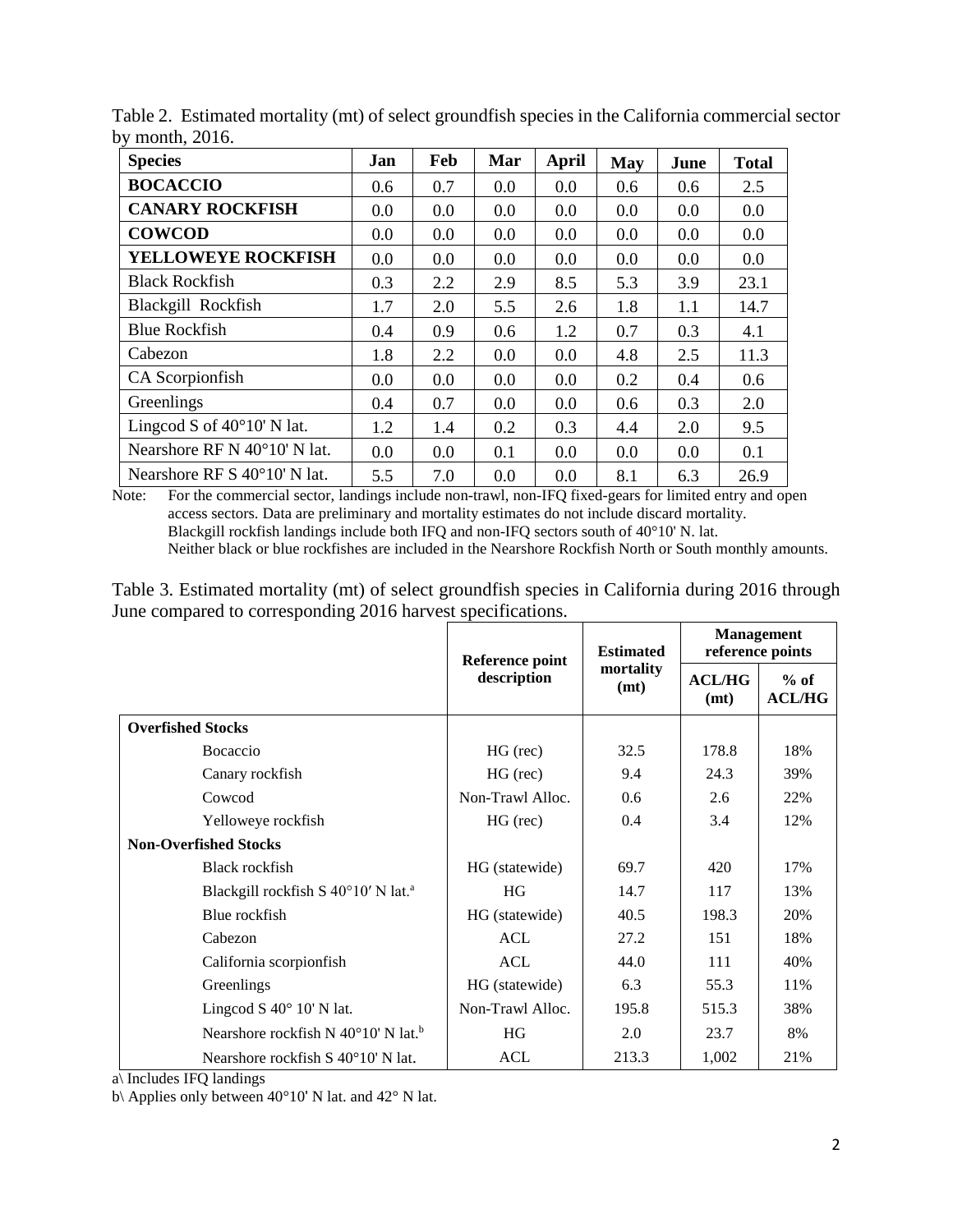Table 2. Estimated mortality (mt) of select groundfish species in the California commercial sector by month, 2016.

| Species | Jan | Feb | Mar | April | May | June | Total |
|---|---|---|---|---|---|---|---|
| **BOCACCIO** | 0.6 | 0.7 | 0.0 | 0.0 | 0.6 | 0.6 | 2.5 |
| **CANARY ROCKFISH** | 0.0 | 0.0 | 0.0 | 0.0 | 0.0 | 0.0 | 0.0 |
| **COWCOD** | 0.0 | 0.0 | 0.0 | 0.0 | 0.0 | 0.0 | 0.0 |
| **YELLOWEYE ROCKFISH** | 0.0 | 0.0 | 0.0 | 0.0 | 0.0 | 0.0 | 0.0 |
| Black Rockfish | 0.3 | 2.2 | 2.9 | 8.5 | 5.3 | 3.9 | 23.1 |
| Blackgill Rockfish | 1.7 | 2.0 | 5.5 | 2.6 | 1.8 | 1.1 | 14.7 |
| Blue Rockfish | 0.4 | 0.9 | 0.6 | 1.2 | 0.7 | 0.3 | 4.1 |
| Cabezon | 1.8 | 2.2 | 0.0 | 0.0 | 4.8 | 2.5 | 11.3 |
| CA Scorpionfish | 0.0 | 0.0 | 0.0 | 0.0 | 0.2 | 0.4 | 0.6 |
| Greenlings | 0.4 | 0.7 | 0.0 | 0.0 | 0.6 | 0.3 | 2.0 |
| Lingcod S of 40°10' N lat. | 1.2 | 1.4 | 0.2 | 0.3 | 4.4 | 2.0 | 9.5 |
| Nearshore RF N 40°10' N lat. | 0.0 | 0.0 | 0.1 | 0.0 | 0.0 | 0.0 | 0.1 |
| Nearshore RF S 40°10' N lat. | 5.5 | 7.0 | 0.0 | 0.0 | 8.1 | 6.3 | 26.9 |

Note: For the commercial sector, landings include non-trawl, non-IFQ fixed-gears for limited entry and open access sectors. Data are preliminary and mortality estimates do not include discard mortality. Blackgill rockfish landings include both IFQ and non-IFQ sectors south of 40°10' N. lat. Neither black or blue rockfishes are included in the Nearshore Rockfish North or South monthly amounts.

Table 3. Estimated mortality (mt) of select groundfish species in California during 2016 through June compared to corresponding 2016 harvest specifications.

| | Reference point description | Estimated mortality (mt) | Management reference points | |
|---|---|---|---|---|
| | | | ACL/HG (mt) | % of ACL/HG |
| **Overfished Stocks** | | | | |
| Bocaccio | HG (rec) | 32.5 | 178.8 | 18% |
| Canary rockfish | HG (rec) | 9.4 | 24.3 | 39% |
| Cowcod | Non-Trawl Alloc. | 0.6 | 2.6 | 22% |
| Yelloweye rockfish | HG (rec) | 0.4 | 3.4 | 12% |
| **Non-Overfished Stocks** | | | | |
| Black rockfish | HG (statewide) | 69.7 | 420 | 17% |
| Blackgill rockfish S 40°10′ N lat.[a] | HG | 14.7 | 117 | 13% |
| Blue rockfish | HG (statewide) | 40.5 | 198.3 | 20% |
| Cabezon | ACL | 27.2 | 151 | 18% |
| California scorpionfish | ACL | 44.0 | 111 | 40% |
| Greenlings | HG (statewide) | 6.3 | 55.3 | 11% |
| Lingcod S 40° 10' N lat. | Non-Trawl Alloc. | 195.8 | 515.3 | 38% |
| Nearshore rockfish N 40°10' N lat.[b] | HG | 2.0 | 23.7 | 8% |
| Nearshore rockfish S 40°10' N lat. | ACL | 213.3 | 1,002 | 21% |

a\ Includes IFQ landings

b\ Applies only between 40°10' N lat. and 42° N lat.